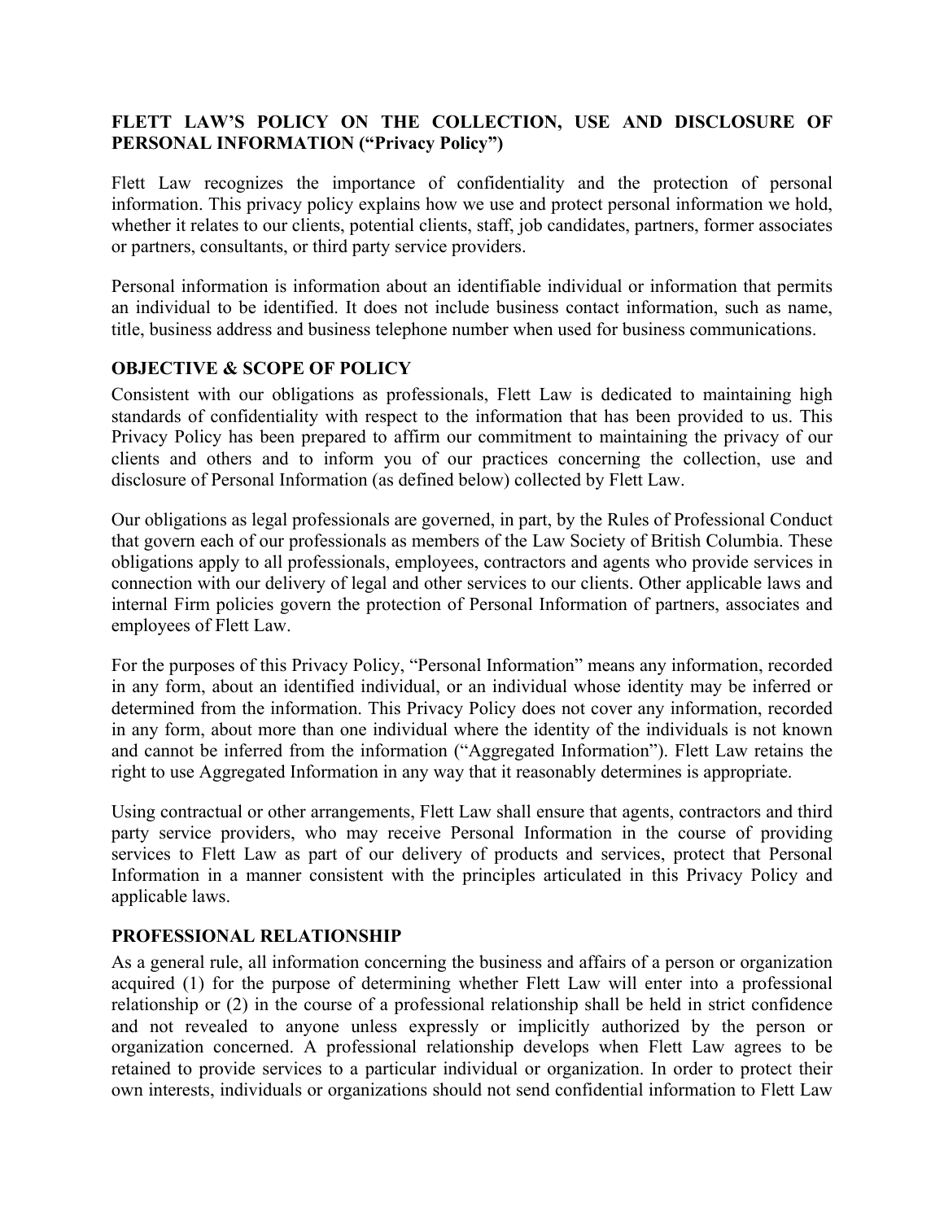**FLETT LAW'S POLICY ON THE COLLECTION, USE AND DISCLOSURE OF PERSONAL INFORMATION ("Privacy Policy")**

Flett Law recognizes the importance of confidentiality and the protection of personal information. This privacy policy explains how we use and protect personal information we hold, whether it relates to our clients, potential clients, staff, job candidates, partners, former associates or partners, consultants, or third party service providers.

Personal information is information about an identifiable individual or information that permits an individual to be identified. It does not include business contact information, such as name, title, business address and business telephone number when used for business communications.

## OBJECTIVE & SCOPE OF POLICY

Consistent with our obligations as professionals, Flett Law is dedicated to maintaining high standards of confidentiality with respect to the information that has been provided to us. This Privacy Policy has been prepared to affirm our commitment to maintaining the privacy of our clients and others and to inform you of our practices concerning the collection, use and disclosure of Personal Information (as defined below) collected by Flett Law.

Our obligations as legal professionals are governed, in part, by the Rules of Professional Conduct that govern each of our professionals as members of the Law Society of British Columbia. These obligations apply to all professionals, employees, contractors and agents who provide services in connection with our delivery of legal and other services to our clients. Other applicable laws and internal Firm policies govern the protection of Personal Information of partners, associates and employees of Flett Law.

For the purposes of this Privacy Policy, "Personal Information" means any information, recorded in any form, about an identified individual, or an individual whose identity may be inferred or determined from the information. This Privacy Policy does not cover any information, recorded in any form, about more than one individual where the identity of the individuals is not known and cannot be inferred from the information ("Aggregated Information"). Flett Law retains the right to use Aggregated Information in any way that it reasonably determines is appropriate.

Using contractual or other arrangements, Flett Law shall ensure that agents, contractors and third party service providers, who may receive Personal Information in the course of providing services to Flett Law as part of our delivery of products and services, protect that Personal Information in a manner consistent with the principles articulated in this Privacy Policy and applicable laws.

## PROFESSIONAL RELATIONSHIP

As a general rule, all information concerning the business and affairs of a person or organization acquired (1) for the purpose of determining whether Flett Law will enter into a professional relationship or (2) in the course of a professional relationship shall be held in strict confidence and not revealed to anyone unless expressly or implicitly authorized by the person or organization concerned. A professional relationship develops when Flett Law agrees to be retained to provide services to a particular individual or organization. In order to protect their own interests, individuals or organizations should not send confidential information to Flett Law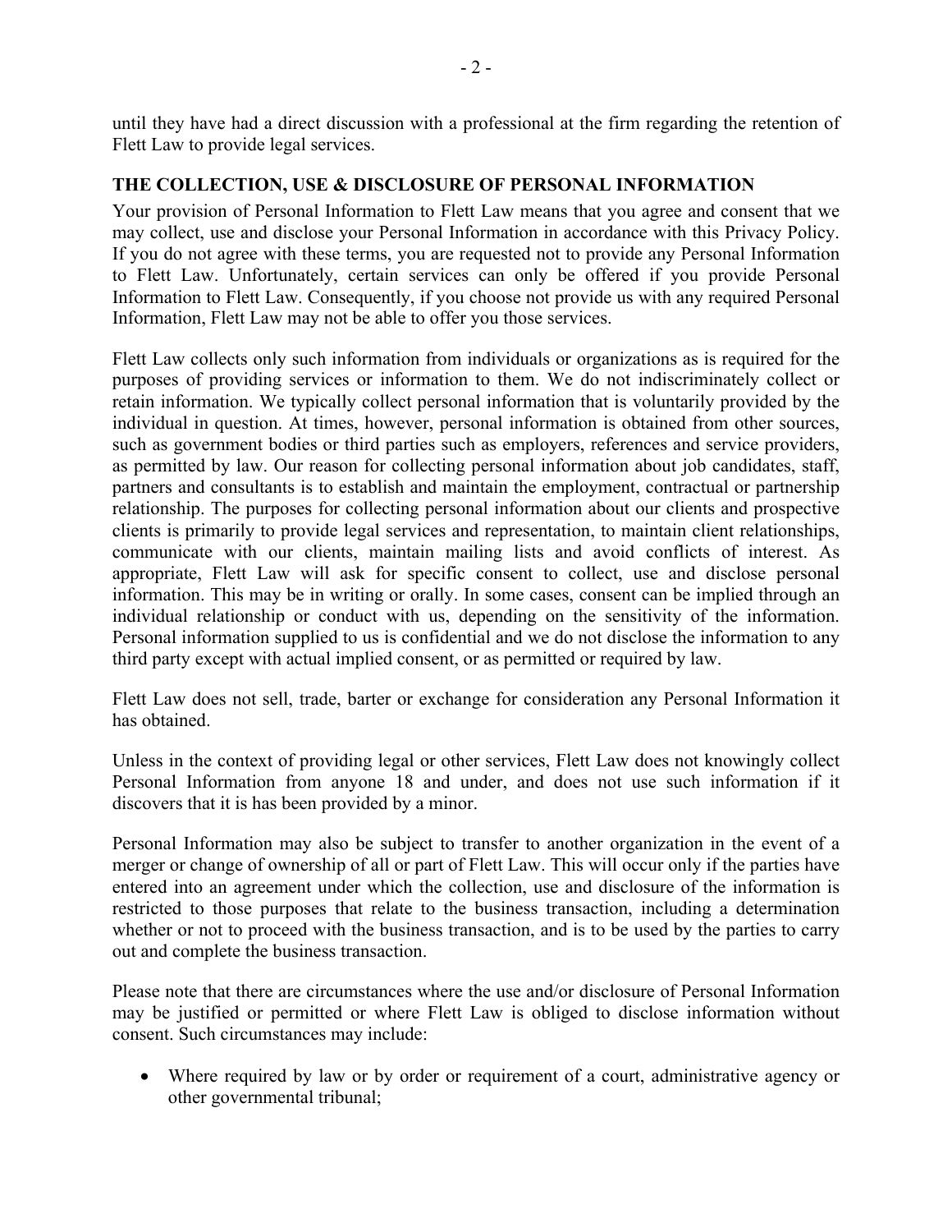until they have had a direct discussion with a professional at the firm regarding the retention of Flett Law to provide legal services.

## THE COLLECTION, USE & DISCLOSURE OF PERSONAL INFORMATION

Your provision of Personal Information to Flett Law means that you agree and consent that we may collect, use and disclose your Personal Information in accordance with this Privacy Policy. If you do not agree with these terms, you are requested not to provide any Personal Information to Flett Law. Unfortunately, certain services can only be offered if you provide Personal Information to Flett Law. Consequently, if you choose not provide us with any required Personal Information, Flett Law may not be able to offer you those services.

Flett Law collects only such information from individuals or organizations as is required for the purposes of providing services or information to them. We do not indiscriminately collect or retain information. We typically collect personal information that is voluntarily provided by the individual in question. At times, however, personal information is obtained from other sources, such as government bodies or third parties such as employers, references and service providers, as permitted by law. Our reason for collecting personal information about job candidates, staff, partners and consultants is to establish and maintain the employment, contractual or partnership relationship. The purposes for collecting personal information about our clients and prospective clients is primarily to provide legal services and representation, to maintain client relationships, communicate with our clients, maintain mailing lists and avoid conflicts of interest. As appropriate, Flett Law will ask for specific consent to collect, use and disclose personal information. This may be in writing or orally. In some cases, consent can be implied through an individual relationship or conduct with us, depending on the sensitivity of the information. Personal information supplied to us is confidential and we do not disclose the information to any third party except with actual implied consent, or as permitted or required by law.

Flett Law does not sell, trade, barter or exchange for consideration any Personal Information it has obtained.

Unless in the context of providing legal or other services, Flett Law does not knowingly collect Personal Information from anyone 18 and under, and does not use such information if it discovers that it is has been provided by a minor.

Personal Information may also be subject to transfer to another organization in the event of a merger or change of ownership of all or part of Flett Law. This will occur only if the parties have entered into an agreement under which the collection, use and disclosure of the information is restricted to those purposes that relate to the business transaction, including a determination whether or not to proceed with the business transaction, and is to be used by the parties to carry out and complete the business transaction.

Please note that there are circumstances where the use and/or disclosure of Personal Information may be justified or permitted or where Flett Law is obliged to disclose information without consent. Such circumstances may include:

- Where required by law or by order or requirement of a court, administrative agency or other governmental tribunal;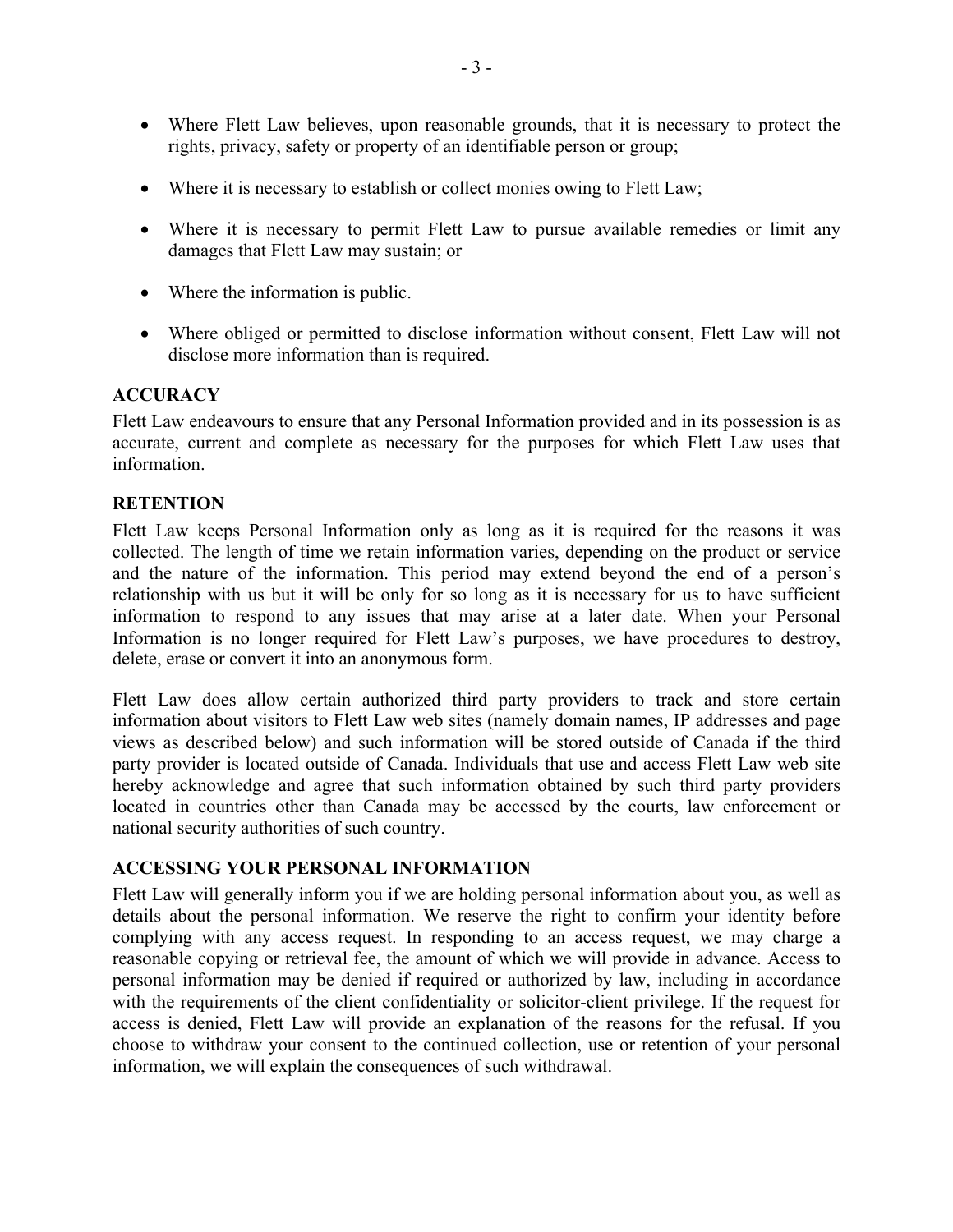- Where Flett Law believes, upon reasonable grounds, that it is necessary to protect the rights, privacy, safety or property of an identifiable person or group;
- Where it is necessary to establish or collect monies owing to Flett Law;
- Where it is necessary to permit Flett Law to pursue available remedies or limit any damages that Flett Law may sustain; or
- Where the information is public.
- Where obliged or permitted to disclose information without consent, Flett Law will not disclose more information than is required.

**ACCURACY**

Flett Law endeavours to ensure that any Personal Information provided and in its possession is as accurate, current and complete as necessary for the purposes for which Flett Law uses that information.

**RETENTION**

Flett Law keeps Personal Information only as long as it is required for the reasons it was collected. The length of time we retain information varies, depending on the product or service and the nature of the information. This period may extend beyond the end of a person's relationship with us but it will be only for so long as it is necessary for us to have sufficient information to respond to any issues that may arise at a later date. When your Personal Information is no longer required for Flett Law's purposes, we have procedures to destroy, delete, erase or convert it into an anonymous form.

Flett Law does allow certain authorized third party providers to track and store certain information about visitors to Flett Law web sites (namely domain names, IP addresses and page views as described below) and such information will be stored outside of Canada if the third party provider is located outside of Canada. Individuals that use and access Flett Law web site hereby acknowledge and agree that such information obtained by such third party providers located in countries other than Canada may be accessed by the courts, law enforcement or national security authorities of such country.

**ACCESSING YOUR PERSONAL INFORMATION**

Flett Law will generally inform you if we are holding personal information about you, as well as details about the personal information. We reserve the right to confirm your identity before complying with any access request. In responding to an access request, we may charge a reasonable copying or retrieval fee, the amount of which we will provide in advance. Access to personal information may be denied if required or authorized by law, including in accordance with the requirements of the client confidentiality or solicitor-client privilege. If the request for access is denied, Flett Law will provide an explanation of the reasons for the refusal. If you choose to withdraw your consent to the continued collection, use or retention of your personal information, we will explain the consequences of such withdrawal.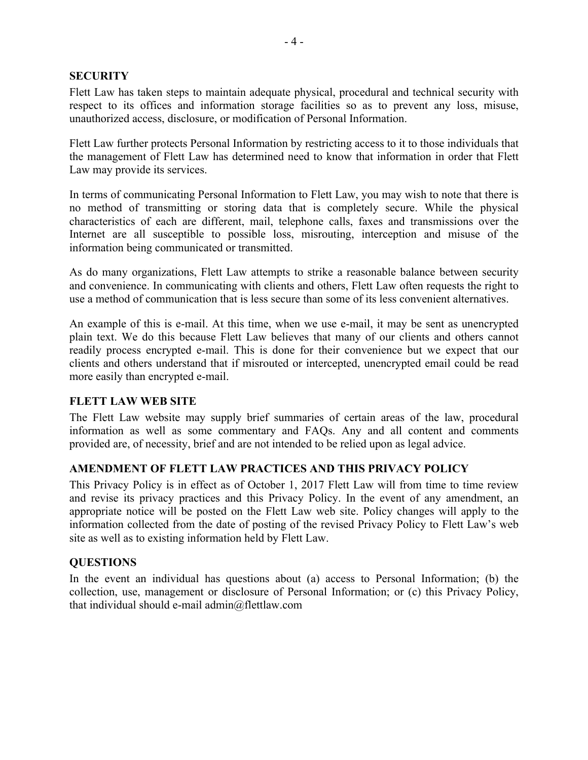## SECURITY

Flett Law has taken steps to maintain adequate physical, procedural and technical security with respect to its offices and information storage facilities so as to prevent any loss, misuse, unauthorized access, disclosure, or modification of Personal Information.

Flett Law further protects Personal Information by restricting access to it to those individuals that the management of Flett Law has determined need to know that information in order that Flett Law may provide its services.

In terms of communicating Personal Information to Flett Law, you may wish to note that there is no method of transmitting or storing data that is completely secure. While the physical characteristics of each are different, mail, telephone calls, faxes and transmissions over the Internet are all susceptible to possible loss, misrouting, interception and misuse of the information being communicated or transmitted.

As do many organizations, Flett Law attempts to strike a reasonable balance between security and convenience. In communicating with clients and others, Flett Law often requests the right to use a method of communication that is less secure than some of its less convenient alternatives.

An example of this is e-mail. At this time, when we use e-mail, it may be sent as unencrypted plain text. We do this because Flett Law believes that many of our clients and others cannot readily process encrypted e-mail. This is done for their convenience but we expect that our clients and others understand that if misrouted or intercepted, unencrypted email could be read more easily than encrypted e-mail.

## FLETT LAW WEB SITE

The Flett Law website may supply brief summaries of certain areas of the law, procedural information as well as some commentary and FAQs. Any and all content and comments provided are, of necessity, brief and are not intended to be relied upon as legal advice.

## AMENDMENT OF FLETT LAW PRACTICES AND THIS PRIVACY POLICY

This Privacy Policy is in effect as of October 1, 2017 Flett Law will from time to time review and revise its privacy practices and this Privacy Policy. In the event of any amendment, an appropriate notice will be posted on the Flett Law web site. Policy changes will apply to the information collected from the date of posting of the revised Privacy Policy to Flett Law's web site as well as to existing information held by Flett Law.

## QUESTIONS

In the event an individual has questions about (a) access to Personal Information; (b) the collection, use, management or disclosure of Personal Information; or (c) this Privacy Policy, that individual should e-mail admin@flettlaw.com